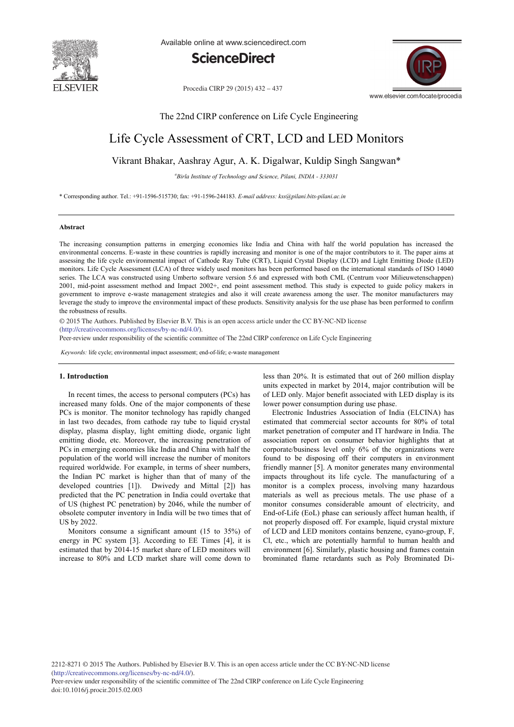# Life Cycle Assessment of CRT, LCD and LED Monitors

Vikrant Bhakar, Aashray Agur, A. K. Digalwar, Kuldip Singh Sangwan*

[a] *Birla Institute of Technology and Science, Pilani, INDIA - 333031*

\* Corresponding author. Tel.: +91-1596-515730; fax: +91-1596-244183. *E-mail address: kss@pilani.bits-pilani.ac.in*

## Abstract

The increasing consumption patterns in emerging economies like India and China with half the world population has increased the environmental concerns. E-waste in these countries is rapidly increasing and monitor is one of the major contributors to it. The paper aims at assessing the life cycle environmental impact of Cathode Ray Tube (CRT), Liquid Crystal Display (LCD) and Light Emitting Diode (LED) monitors. Life Cycle Assessment (LCA) of three widely used monitors has been performed based on the international standards of ISO 14040 series. The LCA was constructed using Umberto software version 5.6 and expressed with both CML (Centrum voor Milieuwetenschappen) 2001, mid-point assessment method and Impact 2002+, end point assessment method. This study is expected to guide policy makers in government to improve e-waste management strategies and also it will create awareness among the user. The monitor manufacturers may leverage the study to improve the environmental impact of these products. Sensitivity analysis for the use phase has been performed to confirm the robustness of results.

© 2015 The Authors. Published by Elsevier B.V. This is an open access article under the CC BY-NC-ND license (http://creativecommons.org/licenses/by-nc-nd/4.0/).

Peer-review under responsibility of the scientific committee of The 22nd CIRP conference on Life Cycle Engineering

*Keywords:* life cycle; environmental impact assessment; end-of-life; e-waste management

## 1. Introduction

In recent times, the access to personal computers (PCs) has increased many folds. One of the major components of these PCs is monitor. The monitor technology has rapidly changed in last two decades, from cathode ray tube to liquid crystal display, plasma display, light emitting diode, organic light emitting diode, etc. Moreover, the increasing penetration of PCs in emerging economies like India and China with half the population of the world will increase the number of monitors required worldwide. For example, in terms of sheer numbers, the Indian PC market is higher than that of many of the developed countries [1]). Dwivedy and Mittal [2]) has predicted that the PC penetration in India could overtake that of US (highest PC penetration) by 2046, while the number of obsolete computer inventory in India will be two times that of US by 2022.

Monitors consume a significant amount (15 to 35%) of energy in PC system [3]. According to EE Times [4], it is estimated that by 2014-15 market share of LED monitors will increase to 80% and LCD market share will come down to less than 20%. It is estimated that out of 260 million display units expected in market by 2014, major contribution will be of LED only. Major benefit associated with LED display is its lower power consumption during use phase.

Electronic Industries Association of India (ELCINA) has estimated that commercial sector accounts for 80% of total market penetration of computer and IT hardware in India. The association report on consumer behavior highlights that at corporate/business level only 6% of the organizations were found to be disposing off their computers in environment friendly manner [5]. A monitor generates many environmental impacts throughout its life cycle. The manufacturing of a monitor is a complex process, involving many hazardous materials as well as precious metals. The use phase of a monitor consumes considerable amount of electricity, and End-of-Life (EoL) phase can seriously affect human health, if not properly disposed off. For example, liquid crystal mixture of LCD and LED monitors contains benzene, cyano-group, F, Cl, etc., which are potentially harmful to human health and environment [6]. Similarly, plastic housing and frames contain brominated flame retardants such as Poly Brominated Di-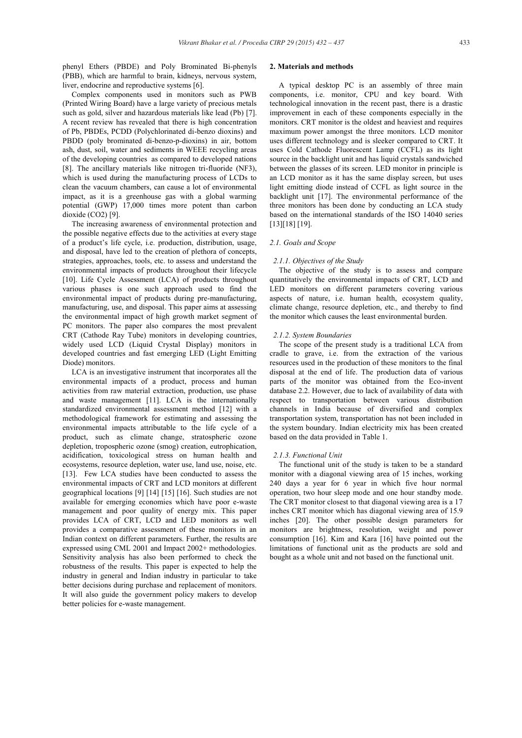phenyl Ethers (PBDE) and Poly Brominated Bi-phenyls (PBB), which are harmful to brain, kidneys, nervous system, liver, endocrine and reproductive systems [6].

Complex components used in monitors such as PWB (Printed Wiring Board) have a large variety of precious metals such as gold, silver and hazardous materials like lead (Pb) [7]. A recent review has revealed that there is high concentration of Pb, PBDEs, PCDD (Polychlorinated di-benzo dioxins) and PBDD (poly brominated di-benzo-p-dioxins) in air, bottom ash, dust, soil, water and sediments in WEEE recycling areas of the developing countries as compared to developed nations [8]. The ancillary materials like nitrogen tri-fluoride (NF3), which is used during the manufacturing process of LCDs to clean the vacuum chambers, can cause a lot of environmental impact, as it is a greenhouse gas with a global warming potential (GWP) 17,000 times more potent than carbon dioxide (CO2) [9].

The increasing awareness of environmental protection and the possible negative effects due to the activities at every stage of a product's life cycle, i.e. production, distribution, usage, and disposal, have led to the creation of plethora of concepts, strategies, approaches, tools, etc. to assess and understand the environmental impacts of products throughout their lifecycle [10]. Life Cycle Assessment (LCA) of products throughout various phases is one such approach used to find the environmental impact of products during pre-manufacturing, manufacturing, use, and disposal. This paper aims at assessing the environmental impact of high growth market segment of PC monitors. The paper also compares the most prevalent CRT (Cathode Ray Tube) monitors in developing countries, widely used LCD (Liquid Crystal Display) monitors in developed countries and fast emerging LED (Light Emitting Diode) monitors.

LCA is an investigative instrument that incorporates all the environmental impacts of a product, process and human activities from raw material extraction, production, use phase and waste management [11]. LCA is the internationally standardized environmental assessment method [12] with a methodological framework for estimating and assessing the environmental impacts attributable to the life cycle of a product, such as climate change, stratospheric ozone depletion, tropospheric ozone (smog) creation, eutrophication, acidification, toxicological stress on human health and ecosystems, resource depletion, water use, land use, noise, etc. [13]. Few LCA studies have been conducted to assess the environmental impacts of CRT and LCD monitors at different geographical locations [9] [14] [15] [16]. Such studies are not available for emerging economies which have poor e-waste management and poor quality of energy mix. This paper provides LCA of CRT, LCD and LED monitors as well provides a comparative assessment of these monitors in an Indian context on different parameters. Further, the results are expressed using CML 2001 and Impact 2002+ methodologies. Sensitivity analysis has also been performed to check the robustness of the results. This paper is expected to help the industry in general and Indian industry in particular to take better decisions during purchase and replacement of monitors. It will also guide the government policy makers to develop better policies for e-waste management.

## 2. Materials and methods

A typical desktop PC is an assembly of three main components, i.e. monitor, CPU and key board. With technological innovation in the recent past, there is a drastic improvement in each of these components especially in the monitors. CRT monitor is the oldest and heaviest and requires maximum power amongst the three monitors. LCD monitor uses different technology and is sleeker compared to CRT. It uses Cold Cathode Fluorescent Lamp (CCFL) as its light source in the backlight unit and has liquid crystals sandwiched between the glasses of its screen. LED monitor in principle is an LCD monitor as it has the same display screen, but uses light emitting diode instead of CCFL as light source in the backlight unit [17]. The environmental performance of the three monitors has been done by conducting an LCA study based on the international standards of the ISO 14040 series [13][18] [19].

### *2.1. Goals and Scope*

#### *2.1.1. Objectives of the Study*

The objective of the study is to assess and compare quantitatively the environmental impacts of CRT, LCD and LED monitors on different parameters covering various aspects of nature, i.e. human health, ecosystem quality, climate change, resource depletion, etc., and thereby to find the monitor which causes the least environmental burden.

#### *2.1.2. System Boundaries*

The scope of the present study is a traditional LCA from cradle to grave, i.e. from the extraction of the various resources used in the production of these monitors to the final disposal at the end of life. The production data of various parts of the monitor was obtained from the Eco-invent database 2.2. However, due to lack of availability of data with respect to transportation between various distribution channels in India because of diversified and complex transportation system, transportation has not been included in the system boundary. Indian electricity mix has been created based on the data provided in Table 1.

#### *2.1.3. Functional Unit*

The functional unit of the study is taken to be a standard monitor with a diagonal viewing area of 15 inches, working 240 days a year for 6 year in which five hour normal operation, two hour sleep mode and one hour standby mode. The CRT monitor closest to that diagonal viewing area is a 17 inches CRT monitor which has diagonal viewing area of 15.9 inches [20]. The other possible design parameters for monitors are brightness, resolution, weight and power consumption [16]. Kim and Kara [16] have pointed out the limitations of functional unit as the products are sold and bought as a whole unit and not based on the functional unit.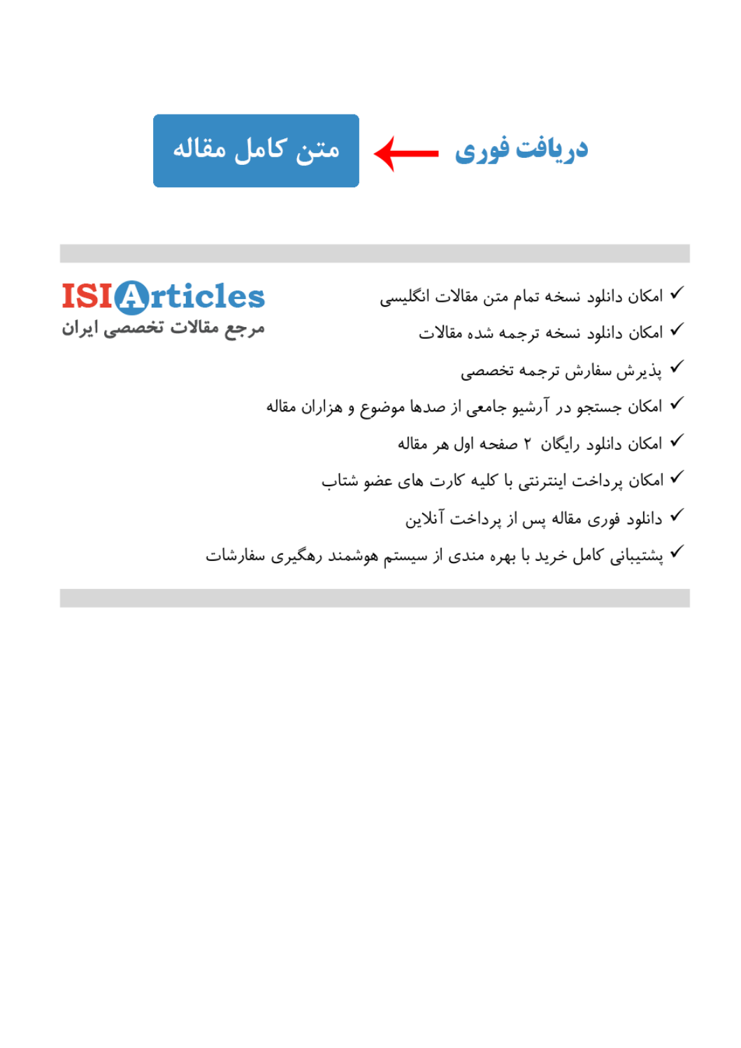دریافت فوری ← متن کامل مقاله

**ISIArticles**
مرجع مقالات تخصصی ایران

- ✓ امکان دانلود نسخه تمام متن مقالات انگلیسی
- ✓ امکان دانلود نسخه ترجمه شده مقالات
- ✓ پذیرش سفارش ترجمه تخصصی
- ✓ امکان جستجو در آرشیو جامعی از صدها موضوع و هزاران مقاله
- ✓ امکان دانلود رایگان ۲ صفحه اول هر مقاله
- ✓ امکان پرداخت اینترنتی با کلیه کارت های عضو شتاب
- ✓ دانلود فوری مقاله پس از پرداخت آنلاین
- ✓ پشتیبانی کامل خرید با بهره مندی از سیستم هوشمند رهگیری سفارشات